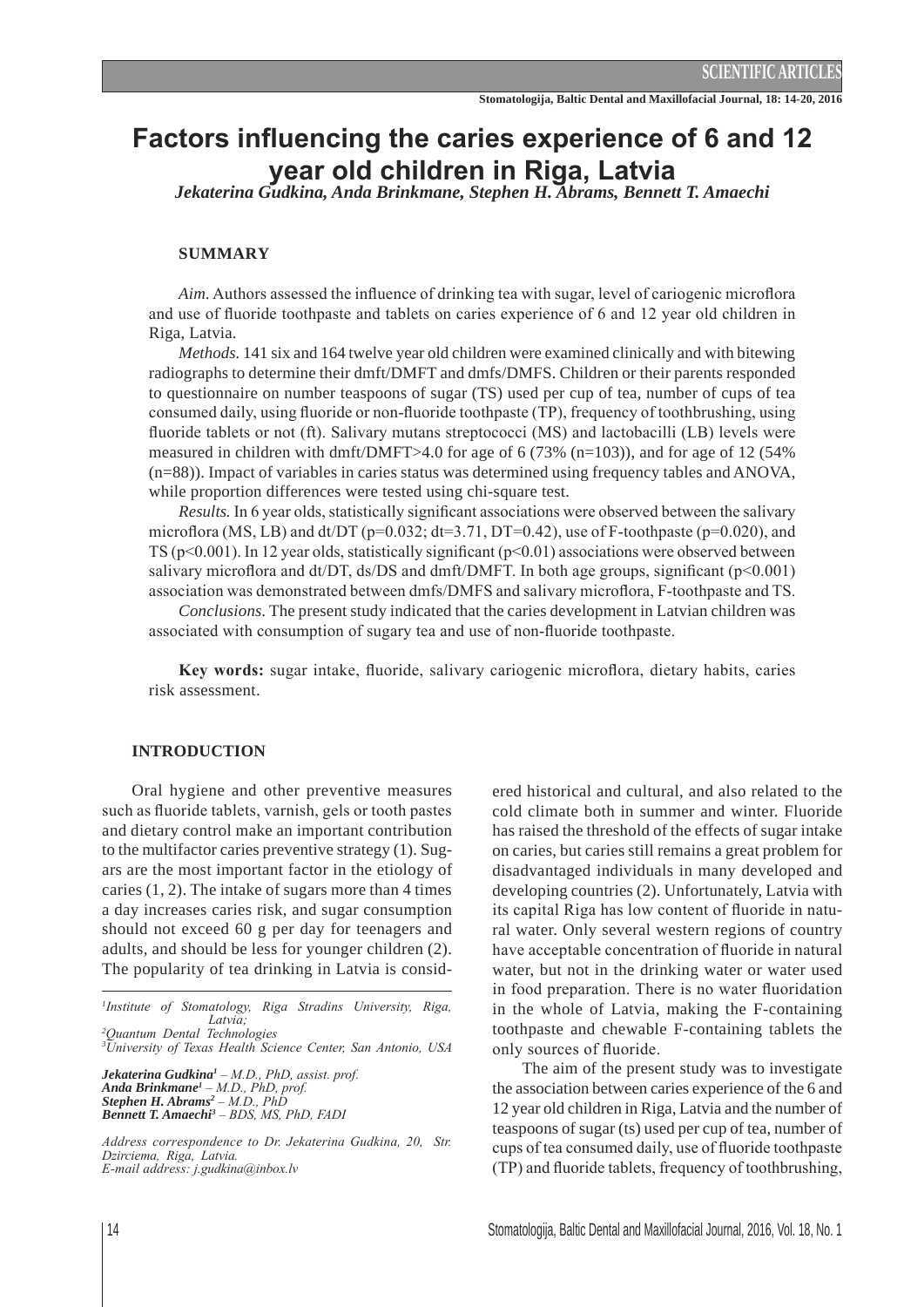# Factors influencing the caries experience of 6 and 12 year old children in Riga, Latvia

*Jekaterina Gudkina, Anda Brinkmane, Stephen H. Abrams, Bennett T. Amaechi*

## SUMMARY

*Aim.* Authors assessed the influence of drinking tea with sugar, level of cariogenic microflora and use of fluoride toothpaste and tablets on caries experience of 6 and 12 year old children in Riga, Latvia.

*Methods.* 141 six and 164 twelve year old children were examined clinically and with bitewing radiographs to determine their dmft/DMFT and dmfs/DMFS. Children or their parents responded to questionnaire on number teaspoons of sugar (TS) used per cup of tea, number of cups of tea consumed daily, using fluoride or non-fluoride toothpaste (TP), frequency of toothbrushing, using fluoride tablets or not (ft). Salivary mutans streptococci (MS) and lactobacilli (LB) levels were measured in children with dmft/DMFT>4.0 for age of 6 (73% (n=103)), and for age of 12 (54% (n=88)). Impact of variables in caries status was determined using frequency tables and ANOVA, while proportion differences were tested using chi-square test.

*Results.* In 6 year olds, statistically significant associations were observed between the salivary microflora (MS, LB) and dt/DT ($p=0.032$; dt=3.71, DT=0.42), use of F-toothpaste ($p=0.020$), and TS ($p<0.001$). In 12 year olds, statistically significant ($p<0.01$) associations were observed between salivary microflora and dt/DT, ds/DS and dmft/DMFT. In both age groups, significant ($p<0.001$) association was demonstrated between dmfs/DMFS and salivary microflora, F-toothpaste and TS.

*Conclusions*. The present study indicated that the caries development in Latvian children was associated with consumption of sugary tea and use of non-fluoride toothpaste.

**Key words:** sugar intake, fluoride, salivary cariogenic microflora, dietary habits, caries risk assessment.

## INTRODUCTION

Oral hygiene and other preventive measures such as fluoride tablets, varnish, gels or tooth pastes and dietary control make an important contribution to the multifactor caries preventive strategy (1). Sugars are the most important factor in the etiology of caries (1, 2). The intake of sugars more than 4 times a day increases caries risk, and sugar consumption should not exceed 60 g per day for teenagers and adults, and should be less for younger children (2). The popularity of tea drinking in Latvia is considered historical and cultural, and also related to the cold climate both in summer and winter. Fluoride has raised the threshold of the effects of sugar intake on caries, but caries still remains a great problem for disadvantaged individuals in many developed and developing countries (2). Unfortunately, Latvia with its capital Riga has low content of fluoride in natural water. Only several western regions of country have acceptable concentration of fluoride in natural water, but not in the drinking water or water used in food preparation. There is no water fluoridation in the whole of Latvia, making the F-containing toothpaste and chewable F-containing tablets the only sources of fluoride.

The aim of the present study was to investigate the association between caries experience of the 6 and 12 year old children in Riga, Latvia and the number of teaspoons of sugar (ts) used per cup of tea, number of cups of tea consumed daily, use of fluoride toothpaste (TP) and fluoride tablets, frequency of toothbrushing,

---

[1]Institute of Stomatology, Riga Stradins University, Riga, Latvia;
[2]Quantum Dental Technologies
[3]University of Texas Health Science Center, San Antonio, USA

***Jekaterina Gudkina***[1] *– M.D., PhD, assist. prof.*
***Anda Brinkmane***[1] *– M.D., PhD, prof.*
***Stephen H. Abrams***[2] *– M.D., PhD*
***Bennett T. Amaechi***[3] *– BDS, MS, PhD, FADI*

*Address correspondence to Dr. Jekaterina Gudkina, 20, Str. Dzirciema, Riga, Latvia.*
*E-mail address: j.gudkina@inbox.lv*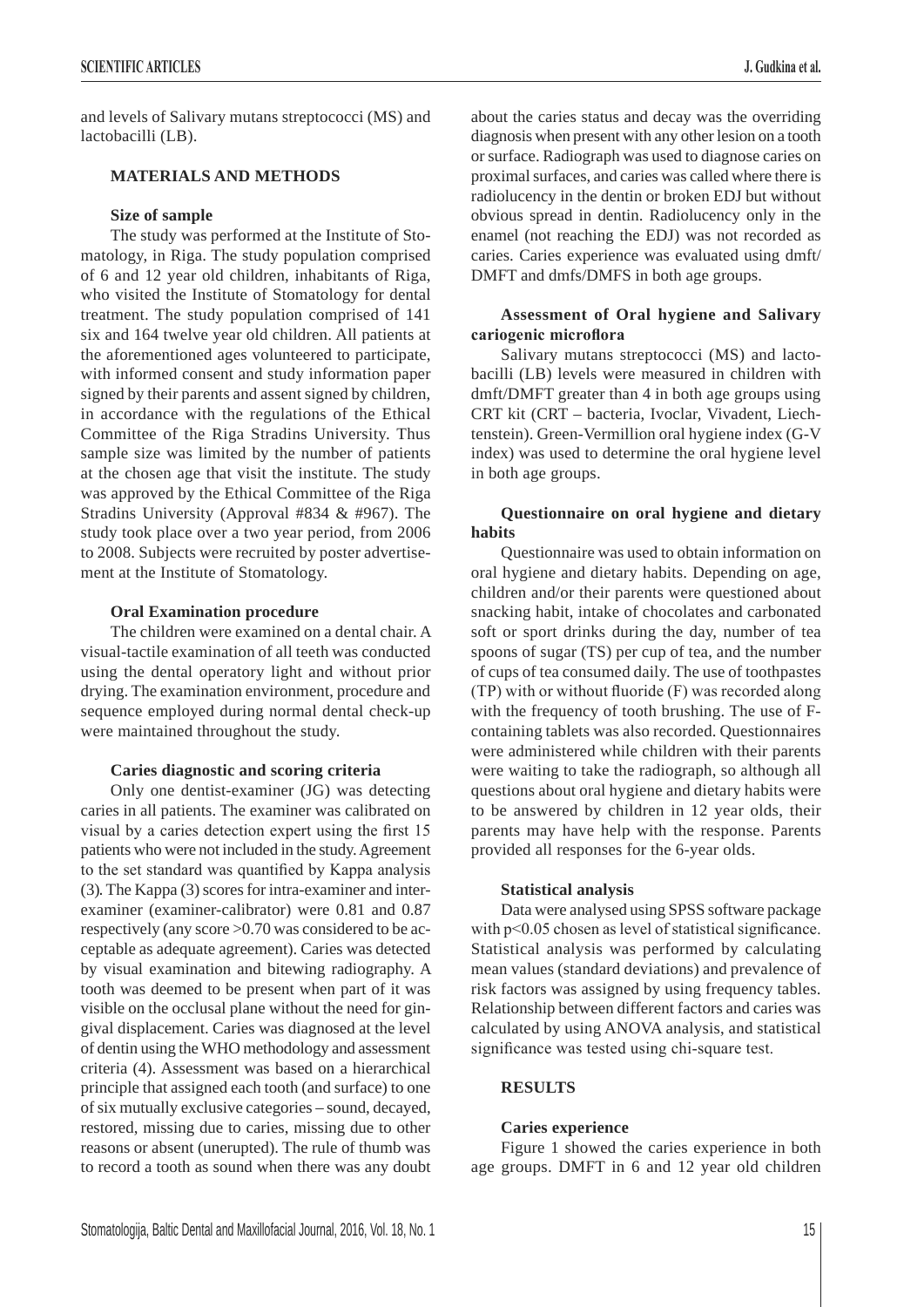and levels of Salivary mutans streptococci (MS) and lactobacilli (LB).

## MATERIALS AND METHODS

### Size of sample

The study was performed at the Institute of Stomatology, in Riga. The study population comprised of 6 and 12 year old children, inhabitants of Riga, who visited the Institute of Stomatology for dental treatment. The study population comprised of 141 six and 164 twelve year old children. All patients at the aforementioned ages volunteered to participate, with informed consent and study information paper signed by their parents and assent signed by children, in accordance with the regulations of the Ethical Committee of the Riga Stradins University. Thus sample size was limited by the number of patients at the chosen age that visit the institute. The study was approved by the Ethical Committee of the Riga Stradins University (Approval #834 & #967). The study took place over a two year period, from 2006 to 2008. Subjects were recruited by poster advertisement at the Institute of Stomatology.

### Oral Examination procedure

The children were examined on a dental chair. A visual-tactile examination of all teeth was conducted using the dental operatory light and without prior drying. The examination environment, procedure and sequence employed during normal dental check-up were maintained throughout the study.

### Caries diagnostic and scoring criteria

Only one dentist-examiner (JG) was detecting caries in all patients. The examiner was calibrated on visual by a caries detection expert using the first 15 patients who were not included in the study. Agreement to the set standard was quantified by Kappa analysis (3). The Kappa (3) scores for intra-examiner and inter-examiner (examiner-calibrator) were 0.81 and 0.87 respectively (any score >0.70 was considered to be acceptable as adequate agreement). Caries was detected by visual examination and bitewing radiography. A tooth was deemed to be present when part of it was visible on the occlusal plane without the need for gingival displacement. Caries was diagnosed at the level of dentin using the WHO methodology and assessment criteria (4). Assessment was based on a hierarchical principle that assigned each tooth (and surface) to one of six mutually exclusive categories – sound, decayed, restored, missing due to caries, missing due to other reasons or absent (unerupted). The rule of thumb was to record a tooth as sound when there was any doubt about the caries status and decay was the overriding diagnosis when present with any other lesion on a tooth or surface. Radiograph was used to diagnose caries on proximal surfaces, and caries was called where there is radiolucency in the dentin or broken EDJ but without obvious spread in dentin. Radiolucency only in the enamel (not reaching the EDJ) was not recorded as caries. Caries experience was evaluated using dmft/DMFT and dmfs/DMFS in both age groups.

### Assessment of Oral hygiene and Salivary cariogenic microflora

Salivary mutans streptococci (MS) and lactobacilli (LB) levels were measured in children with dmft/DMFT greater than 4 in both age groups using CRT kit (CRT – bacteria, Ivoclar, Vivadent, Liechtenstein). Green-Vermillion oral hygiene index (G-V index) was used to determine the oral hygiene level in both age groups.

### Questionnaire on oral hygiene and dietary habits

Questionnaire was used to obtain information on oral hygiene and dietary habits. Depending on age, children and/or their parents were questioned about snacking habit, intake of chocolates and carbonated soft or sport drinks during the day, number of tea spoons of sugar (TS) per cup of tea, and the number of cups of tea consumed daily. The use of toothpastes (TP) with or without fluoride (F) was recorded along with the frequency of tooth brushing. The use of F-containing tablets was also recorded. Questionnaires were administered while children with their parents were waiting to take the radiograph, so although all questions about oral hygiene and dietary habits were to be answered by children in 12 year olds, their parents may have help with the response. Parents provided all responses for the 6-year olds.

### Statistical analysis

Data were analysed using SPSS software package with $p<0.05$ chosen as level of statistical significance. Statistical analysis was performed by calculating mean values (standard deviations) and prevalence of risk factors was assigned by using frequency tables. Relationship between different factors and caries was calculated by using ANOVA analysis, and statistical significance was tested using chi-square test.

## RESULTS

### Caries experience

Figure 1 showed the caries experience in both age groups. DMFT in 6 and 12 year old children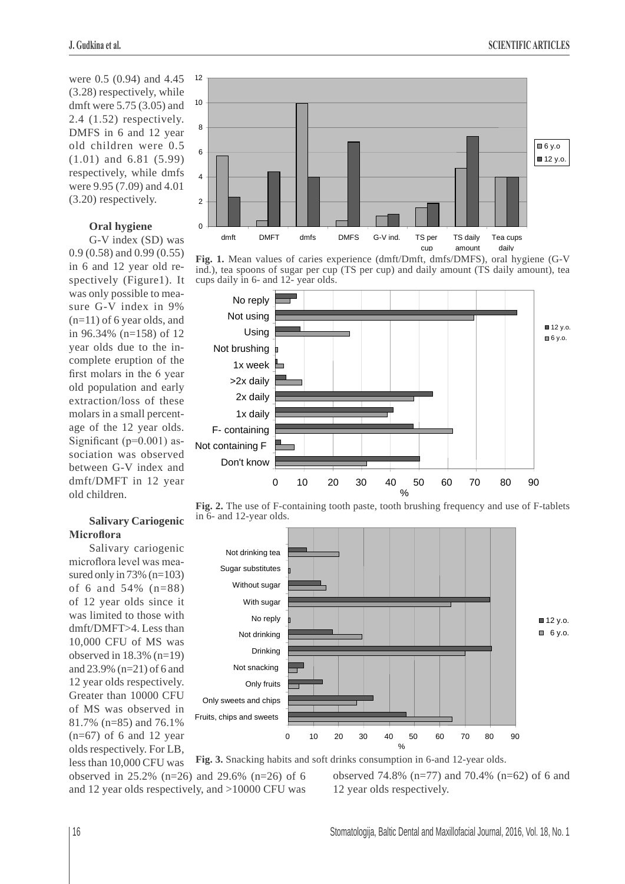were 0.5 (0.94) and 4.45 (3.28) respectively, while dmft were 5.75 (3.05) and 2.4 (1.52) respectively. DMFS in 6 and 12 year old children were 0.5 (1.01) and 6.81 (5.99) respectively, while dmfs were 9.95 (7.09) and 4.01 (3.20) respectively.

### Oral hygiene

G-V index (SD) was 0.9 (0.58) and 0.99 (0.55) in 6 and 12 year old respectively (Figure1). It was only possible to measure G-V index in 9% (n=11) of 6 year olds, and in 96.34% (n=158) of 12 year olds due to the incomplete eruption of the first molars in the 6 year old population and early extraction/loss of these molars in a small percentage of the 12 year olds. Significant (p=0.001) association was observed between G-V index and dmft/DMFT in 12 year old children.

**Fig. 1.** Mean values of caries experience (dmft/Dmft, dmfs/DMFS), oral hygiene (G-V ind.), tea spoons of sugar per cup (TS per cup) and daily amount (TS daily amount), tea cups daily in 6- and 12- year olds.

**Fig. 2.** The use of F-containing tooth paste, tooth brushing frequency and use of F-tablets in 6- and 12-year olds.

### Salivary Cariogenic Microflora

Salivary cariogenic microflora level was measured only in 73% (n=103) of 6 and 54% (n=88) of 12 year olds since it was limited to those with dmft/DMFT>4. Less than 10,000 CFU of MS was observed in 18.3% (n=19) and 23.9% (n=21) of 6 and 12 year olds respectively. Greater than 10000 CFU of MS was observed in 81.7% (n=85) and 76.1% (n=67) of 6 and 12 year olds respectively. For LB, less than 10,000 CFU was observed in 25.2% (n=26) and 29.6% (n=26) of 6 and 12 year olds respectively, and >10000 CFU was observed 74.8% (n=77) and 70.4% (n=62) of 6 and 12 year olds respectively.

**Fig. 3.** Snacking habits and soft drinks consumption in 6-and 12-year olds.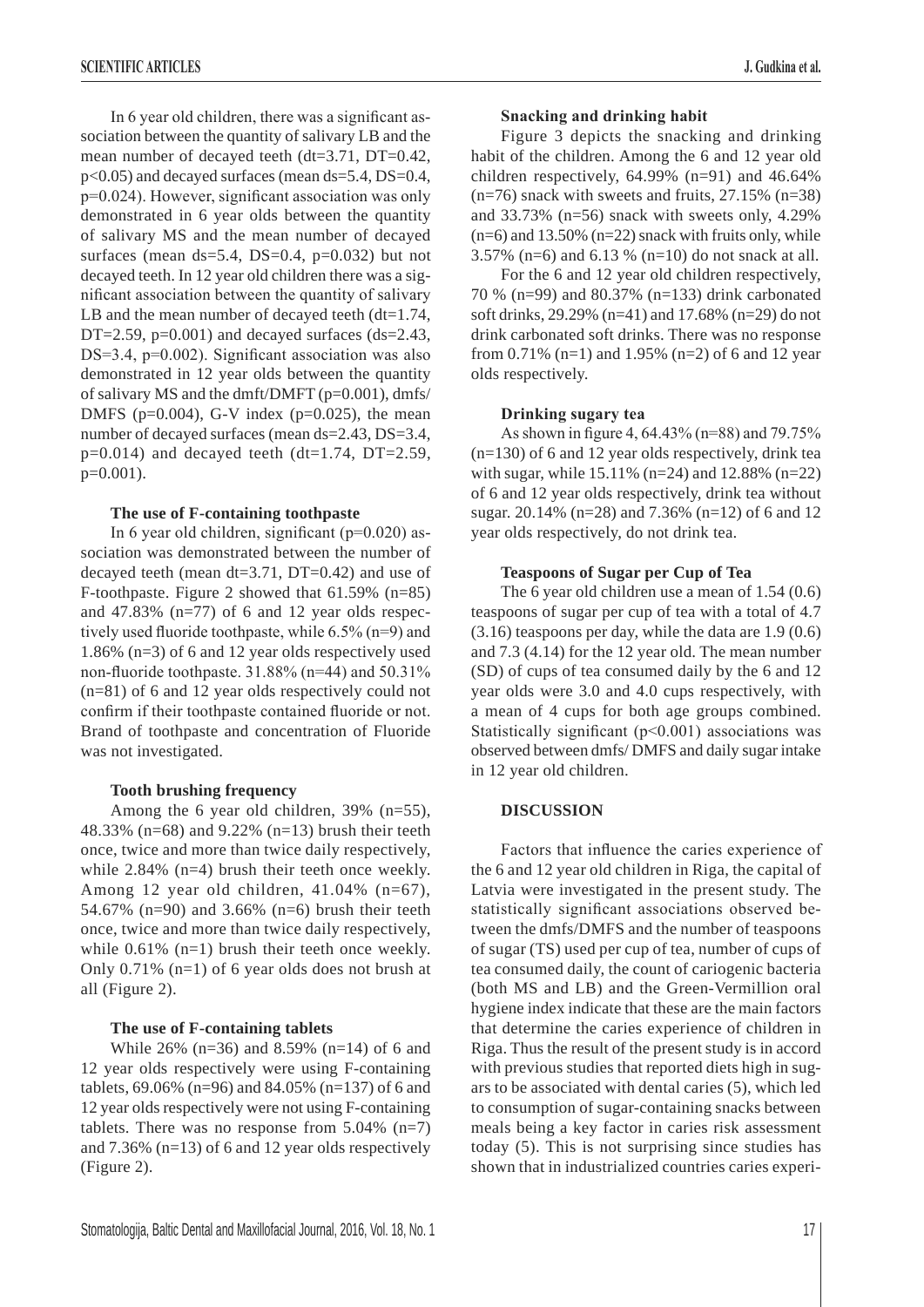In 6 year old children, there was a significant association between the quantity of salivary LB and the mean number of decayed teeth (dt=3.71, DT=0.42, $p<0.05$) and decayed surfaces (mean ds=5.4, DS=0.4, $p=0.024$). However, significant association was only demonstrated in 6 year olds between the quantity of salivary MS and the mean number of decayed surfaces (mean ds=5.4, DS=0.4, $p=0.032$) but not decayed teeth. In 12 year old children there was a significant association between the quantity of salivary LB and the mean number of decayed teeth (dt=1.74, DT=2.59, $p=0.001$) and decayed surfaces (ds=2.43, DS=3.4, $p=0.002$). Significant association was also demonstrated in 12 year olds between the quantity of salivary MS and the dmft/DMFT ($p=0.001$), dmfs/DMFS ($p=0.004$), G-V index ($p=0.025$), the mean number of decayed surfaces (mean ds=2.43, DS=3.4, $p=0.014$) and decayed teeth (dt=1.74, DT=2.59, $p=0.001$).

**The use of F-containing toothpaste**

In 6 year old children, significant ($p=0.020$) association was demonstrated between the number of decayed teeth (mean dt=3.71, DT=0.42) and use of F-toothpaste. Figure 2 showed that 61.59% (n=85) and 47.83% (n=77) of 6 and 12 year olds respectively used fluoride toothpaste, while 6.5% (n=9) and 1.86% (n=3) of 6 and 12 year olds respectively used non-fluoride toothpaste. 31.88% (n=44) and 50.31% (n=81) of 6 and 12 year olds respectively could not confirm if their toothpaste contained fluoride or not. Brand of toothpaste and concentration of Fluoride was not investigated.

**Tooth brushing frequency**

Among the 6 year old children, 39% (n=55), 48.33% (n=68) and 9.22% (n=13) brush their teeth once, twice and more than twice daily respectively, while 2.84% (n=4) brush their teeth once weekly. Among 12 year old children, 41.04% (n=67), 54.67% (n=90) and 3.66% (n=6) brush their teeth once, twice and more than twice daily respectively, while 0.61% (n=1) brush their teeth once weekly. Only 0.71% (n=1) of 6 year olds does not brush at all (Figure 2).

**The use of F-containing tablets**

While 26% (n=36) and 8.59% (n=14) of 6 and 12 year olds respectively were using F-containing tablets, 69.06% (n=96) and 84.05% (n=137) of 6 and 12 year olds respectively were not using F-containing tablets. There was no response from 5.04% (n=7) and 7.36% (n=13) of 6 and 12 year olds respectively (Figure 2).

**Snacking and drinking habit**

Figure 3 depicts the snacking and drinking habit of the children. Among the 6 and 12 year old children respectively, 64.99% (n=91) and 46.64% (n=76) snack with sweets and fruits, 27.15% (n=38) and 33.73% (n=56) snack with sweets only, 4.29% (n=6) and 13.50% (n=22) snack with fruits only, while 3.57% (n=6) and 6.13 % (n=10) do not snack at all.

For the 6 and 12 year old children respectively, 70 % (n=99) and 80.37% (n=133) drink carbonated soft drinks, 29.29% (n=41) and 17.68% (n=29) do not drink carbonated soft drinks. There was no response from 0.71% (n=1) and 1.95% (n=2) of 6 and 12 year olds respectively.

**Drinking sugary tea**

As shown in figure 4, 64.43% (n=88) and 79.75% (n=130) of 6 and 12 year olds respectively, drink tea with sugar, while 15.11% (n=24) and 12.88% (n=22) of 6 and 12 year olds respectively, drink tea without sugar. 20.14% (n=28) and 7.36% (n=12) of 6 and 12 year olds respectively, do not drink tea.

**Teaspoons of Sugar per Cup of Tea**

The 6 year old children use a mean of 1.54 (0.6) teaspoons of sugar per cup of tea with a total of 4.7 (3.16) teaspoons per day, while the data are 1.9 (0.6) and 7.3 (4.14) for the 12 year old. The mean number (SD) of cups of tea consumed daily by the 6 and 12 year olds were 3.0 and 4.0 cups respectively, with a mean of 4 cups for both age groups combined. Statistically significant ($p<0.001$) associations was observed between dmfs/ DMFS and daily sugar intake in 12 year old children.

## DISCUSSION

Factors that influence the caries experience of the 6 and 12 year old children in Riga, the capital of Latvia were investigated in the present study. The statistically significant associations observed between the dmfs/DMFS and the number of teaspoons of sugar (TS) used per cup of tea, number of cups of tea consumed daily, the count of cariogenic bacteria (both MS and LB) and the Green-Vermillion oral hygiene index indicate that these are the main factors that determine the caries experience of children in Riga. Thus the result of the present study is in accord with previous studies that reported diets high in sugars to be associated with dental caries (5), which led to consumption of sugar-containing snacks between meals being a key factor in caries risk assessment today (5). This is not surprising since studies has shown that in industrialized countries caries experi-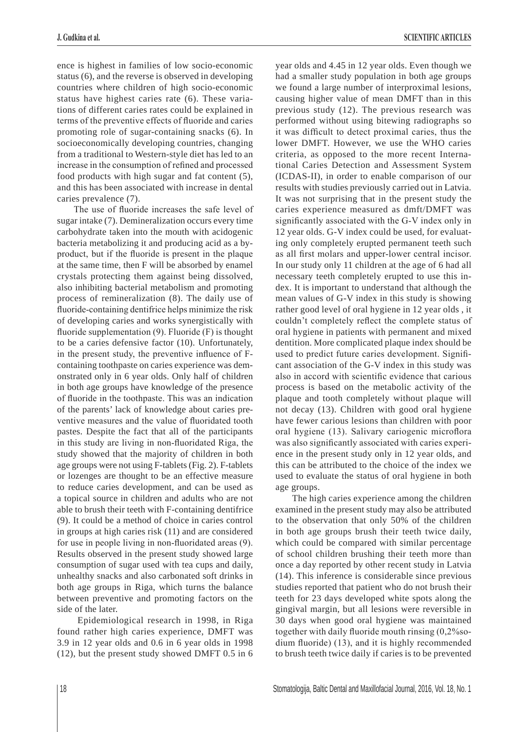ence is highest in families of low socio-economic status (6), and the reverse is observed in developing countries where children of high socio-economic status have highest caries rate (6). These variations of different caries rates could be explained in terms of the preventive effects of fluoride and caries promoting role of sugar-containing snacks (6). In socioeconomically developing countries, changing from a traditional to Western-style diet has led to an increase in the consumption of refined and processed food products with high sugar and fat content (5), and this has been associated with increase in dental caries prevalence (7).

The use of fluoride increases the safe level of sugar intake (7). Demineralization occurs every time carbohydrate taken into the mouth with acidogenic bacteria metabolizing it and producing acid as a by-product, but if the fluoride is present in the plaque at the same time, then F will be absorbed by enamel crystals protecting them against being dissolved, also inhibiting bacterial metabolism and promoting process of remineralization (8). The daily use of fluoride-containing dentifrice helps minimize the risk of developing caries and works synergistically with fluoride supplementation (9). Fluoride (F) is thought to be a caries defensive factor (10). Unfortunately, in the present study, the preventive influence of F-containing toothpaste on caries experience was demonstrated only in 6 year olds. Only half of children in both age groups have knowledge of the presence of fluoride in the toothpaste. This was an indication of the parents' lack of knowledge about caries preventive measures and the value of fluoridated tooth pastes. Despite the fact that all of the participants in this study are living in non-fluoridated Riga, the study showed that the majority of children in both age groups were not using F-tablets (Fig. 2). F-tablets or lozenges are thought to be an effective measure to reduce caries development, and can be used as a topical source in children and adults who are not able to brush their teeth with F-containing dentifrice (9). It could be a method of choice in caries control in groups at high caries risk (11) and are considered for use in people living in non-fluoridated areas (9). Results observed in the present study showed large consumption of sugar used with tea cups and daily, unhealthy snacks and also carbonated soft drinks in both age groups in Riga, which turns the balance between preventive and promoting factors on the side of the later.

Epidemiological research in 1998, in Riga found rather high caries experience, DMFT was 3.9 in 12 year olds and 0.6 in 6 year olds in 1998 (12), but the present study showed DMFT 0.5 in 6 year olds and 4.45 in 12 year olds. Even though we had a smaller study population in both age groups we found a large number of interproximal lesions, causing higher value of mean DMFT than in this previous study (12). The previous research was performed without using bitewing radiographs so it was difficult to detect proximal caries, thus the lower DMFT. However, we use the WHO caries criteria, as opposed to the more recent International Caries Detection and Assessment System (ICDAS-II), in order to enable comparison of our results with studies previously carried out in Latvia. It was not surprising that in the present study the caries experience measured as dmft/DMFT was significantly associated with the G-V index only in 12 year olds. G-V index could be used, for evaluating only completely erupted permanent teeth such as all first molars and upper-lower central incisor. In our study only 11 children at the age of 6 had all necessary teeth completely erupted to use this index. It is important to understand that although the mean values of G-V index in this study is showing rather good level of oral hygiene in 12 year olds , it couldn't completely reflect the complete status of oral hygiene in patients with permanent and mixed dentition. More complicated plaque index should be used to predict future caries development. Significant association of the G-V index in this study was also in accord with scientific evidence that carious process is based on the metabolic activity of the plaque and tooth completely without plaque will not decay (13). Children with good oral hygiene have fewer carious lesions than children with poor oral hygiene (13). Salivary cariogenic microflora was also significantly associated with caries experience in the present study only in 12 year olds, and this can be attributed to the choice of the index we used to evaluate the status of oral hygiene in both age groups.

The high caries experience among the children examined in the present study may also be attributed to the observation that only 50% of the children in both age groups brush their teeth twice daily, which could be compared with similar percentage of school children brushing their teeth more than once a day reported by other recent study in Latvia (14). This inference is considerable since previous studies reported that patient who do not brush their teeth for 23 days developed white spots along the gingival margin, but all lesions were reversible in 30 days when good oral hygiene was maintained together with daily fluoride mouth rinsing (0,2%sodium fluoride) (13), and it is highly recommended to brush teeth twice daily if caries is to be prevented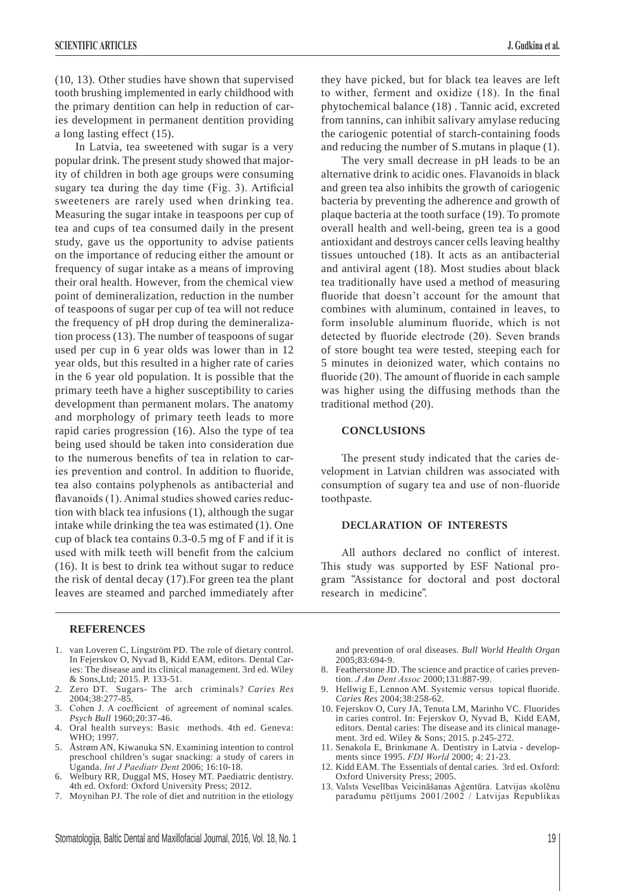(10, 13). Other studies have shown that supervised tooth brushing implemented in early childhood with the primary dentition can help in reduction of caries development in permanent dentition providing a long lasting effect (15).

In Latvia, tea sweetened with sugar is a very popular drink. The present study showed that majority of children in both age groups were consuming sugary tea during the day time (Fig. 3). Artificial sweeteners are rarely used when drinking tea. Measuring the sugar intake in teaspoons per cup of tea and cups of tea consumed daily in the present study, gave us the opportunity to advise patients on the importance of reducing either the amount or frequency of sugar intake as a means of improving their oral health. However, from the chemical view point of demineralization, reduction in the number of teaspoons of sugar per cup of tea will not reduce the frequency of pH drop during the demineralization process (13). The number of teaspoons of sugar used per cup in 6 year olds was lower than in 12 year olds, but this resulted in a higher rate of caries in the 6 year old population. It is possible that the primary teeth have a higher susceptibility to caries development than permanent molars. The anatomy and morphology of primary teeth leads to more rapid caries progression (16). Also the type of tea being used should be taken into consideration due to the numerous benefits of tea in relation to caries prevention and control. In addition to fluoride, tea also contains polyphenols as antibacterial and flavanoids (1). Animal studies showed caries reduction with black tea infusions (1), although the sugar intake while drinking the tea was estimated (1). One cup of black tea contains 0.3-0.5 mg of F and if it is used with milk teeth will benefit from the calcium (16). It is best to drink tea without sugar to reduce the risk of dental decay (17).For green tea the plant leaves are steamed and parched immediately after they have picked, but for black tea leaves are left to wither, ferment and oxidize (18). In the final phytochemical balance (18) . Tannic acid, excreted from tannins, can inhibit salivary amylase reducing the cariogenic potential of starch-containing foods and reducing the number of S.mutans in plaque (1).

The very small decrease in pH leads to be an alternative drink to acidic ones. Flavanoids in black and green tea also inhibits the growth of cariogenic bacteria by preventing the adherence and growth of plaque bacteria at the tooth surface (19). To promote overall health and well-being, green tea is a good antioxidant and destroys cancer cells leaving healthy tissues untouched (18). It acts as an antibacterial and antiviral agent (18). Most studies about black tea traditionally have used a method of measuring fluoride that doesn't account for the amount that combines with aluminum, contained in leaves, to form insoluble aluminum fluoride, which is not detected by fluoride electrode (20). Seven brands of store bought tea were tested, steeping each for 5 minutes in deionized water, which contains no fluoride (20). The amount of fluoride in each sample was higher using the diffusing methods than the traditional method (20).

## CONCLUSIONS

The present study indicated that the caries development in Latvian children was associated with consumption of sugary tea and use of non-fluoride toothpaste.

## DECLARATION OF INTERESTS

All authors declared no conflict of interest. This study was supported by ESF National program "Assistance for doctoral and post doctoral research in medicine".

## REFERENCES

1. van Loveren C, Lingström PD. The role of dietary control. In Fejerskov O, Nyvad B, Kidd EAM, editors. Dental Caries: The disease and its clinical management. 3rd ed. Wiley & Sons,Ltd; 2015. P. 133-51.
2. Zero DT. Sugars- The arch criminals? *Caries Res* 2004;38:277-85.
3. Cohen J. A coefficient of agreement of nominal scales. *Psych Bull* 1960;20:37-46.
4. Oral health surveys: Basic methods. 4th ed. Geneva: WHO; 1997.
5. Åstrøm AN, Kiwanuka SN. Examining intention to control preschool children's sugar snacking: a study of carers in Uganda. *Int J Paediatr Dent* 2006; 16:10-18.
6. Welbury RR, Duggal MS, Hosey MT. Paediatric dentistry. 4th ed. Oxford: Oxford University Press; 2012.
7. Moynihan PJ. The role of diet and nutrition in the etiology and prevention of oral diseases. *Bull World Health Organ* 2005;83:694-9.
8. Featherstone JD. The science and practice of caries prevention. *J Am Dent Assoc* 2000;131:887-99.
9. Hellwig E, Lennon AM. Systemic versus topical fluoride. *Caries Res* 2004;38:258-62.
10. Fejerskov O, Cury JA, Tenuta LM, Marinho VC. Fluorides in caries control. In: Fejerskov O, Nyvad B, Kidd EAM, editors. Dental caries: The disease and its clinical management. 3rd ed. Wiley & Sons; 2015. p.245-272.
11. Senakola E, Brinkmane A. Dentistry in Latvia - developments since 1995. *FDI World* 2000; 4: 21-23.
12. Kidd EAM. The Essentials of dental caries. 3rd ed. Oxford: Oxford University Press; 2005.
13. Valsts Veselības Veicināšanas Aģentūra. Latvijas skolēnu paradumu pētījums 2001/2002 / Latvijas Republikas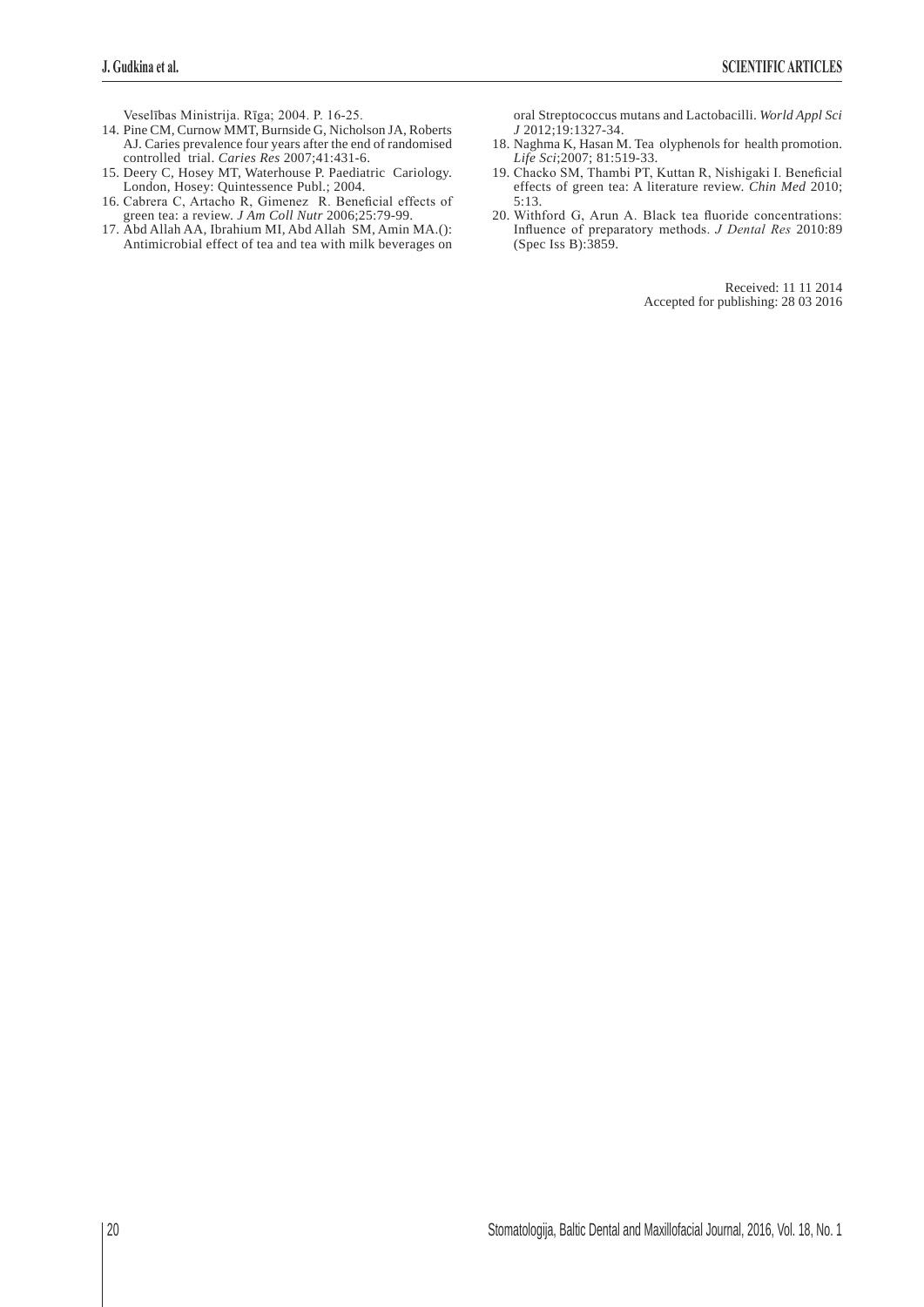Veselības Ministrija. Rīga; 2004. P. 16-25.

14. Pine CM, Curnow MMT, Burnside G, Nicholson JA, Roberts AJ. Caries prevalence four years after the end of randomised controlled trial. *Caries Res* 2007;41:431-6.
15. Deery C, Hosey MT, Waterhouse P. Paediatric Cariology. London, Hosey: Quintessence Publ.; 2004.
16. Cabrera C, Artacho R, Gimenez R. Beneficial effects of green tea: a review. *J Am Coll Nutr* 2006;25:79-99.
17. Abd Allah AA, Ibrahium MI, Abd Allah SM, Amin MA.(): Antimicrobial effect of tea and tea with milk beverages on oral Streptococcus mutans and Lactobacilli. *World Appl Sci J* 2012;19:1327-34.
18. Naghma K, Hasan M. Tea olyphenols for health promotion. *Life Sci*;2007; 81:519-33.
19. Chacko SM, Thambi PT, Kuttan R, Nishigaki I. Beneficial effects of green tea: A literature review. *Chin Med* 2010; 5:13.
20. Withford G, Arun A. Black tea fluoride concentrations: Influence of preparatory methods. *J Dental Res* 2010:89 (Spec Iss B):3859.

Received: 11 11 2014
Accepted for publishing: 28 03 2016